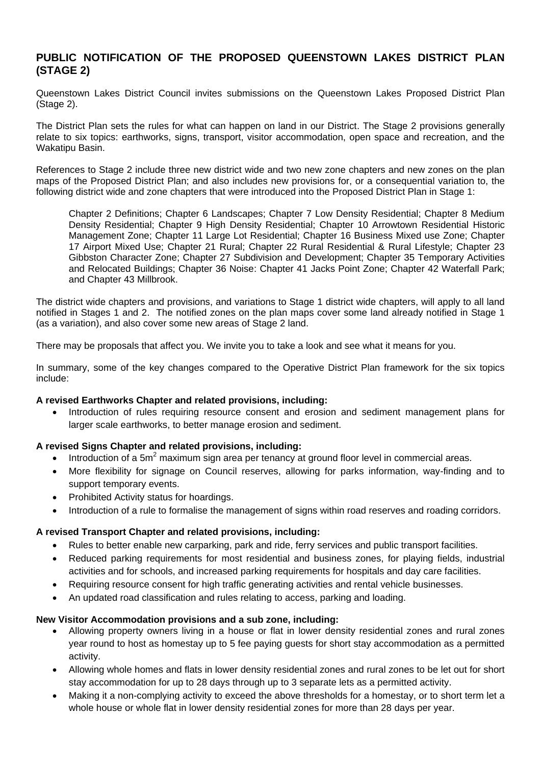## PUBLIC NOTIFICATION OF THE PROPOSED QUEENSTOWN LAKES DISTRICT PLAN (STAGE 2)

Queenstown Lakes District Council invites submissions on the Queenstown Lakes Proposed District Plan (Stage 2).

The District Plan sets the rules for what can happen on land in our District. The Stage 2 provisions generally relate to six topics: earthworks, signs, transport, visitor accommodation, open space and recreation, and the Wakatipu Basin.

References to Stage 2 include three new district wide and two new zone chapters and new zones on the plan maps of the Proposed District Plan; and also includes new provisions for, or a consequential variation to, the following district wide and zone chapters that were introduced into the Proposed District Plan in Stage 1:

> Chapter 2 Definitions; Chapter 6 Landscapes; Chapter 7 Low Density Residential; Chapter 8 Medium Density Residential; Chapter 9 High Density Residential; Chapter 10 Arrowtown Residential Historic Management Zone; Chapter 11 Large Lot Residential; Chapter 16 Business Mixed use Zone; Chapter 17 Airport Mixed Use; Chapter 21 Rural; Chapter 22 Rural Residential & Rural Lifestyle; Chapter 23 Gibbston Character Zone; Chapter 27 Subdivision and Development; Chapter 35 Temporary Activities and Relocated Buildings; Chapter 36 Noise: Chapter 41 Jacks Point Zone; Chapter 42 Waterfall Park; and Chapter 43 Millbrook.

The district wide chapters and provisions, and variations to Stage 1 district wide chapters, will apply to all land notified in Stages 1 and 2. The notified zones on the plan maps cover some land already notified in Stage 1 (as a variation), and also cover some new areas of Stage 2 land.

There may be proposals that affect you. We invite you to take a look and see what it means for you.

In summary, some of the key changes compared to the Operative District Plan framework for the six topics include:

**A revised Earthworks Chapter and related provisions, including:**

- Introduction of rules requiring resource consent and erosion and sediment management plans for larger scale earthworks, to better manage erosion and sediment.

**A revised Signs Chapter and related provisions, including:**

- Introduction of a $5m^2$ maximum sign area per tenancy at ground floor level in commercial areas.
- More flexibility for signage on Council reserves, allowing for parks information, way-finding and to support temporary events.
- Prohibited Activity status for hoardings.
- Introduction of a rule to formalise the management of signs within road reserves and roading corridors.

**A revised Transport Chapter and related provisions, including:**

- Rules to better enable new carparking, park and ride, ferry services and public transport facilities.
- Reduced parking requirements for most residential and business zones, for playing fields, industrial activities and for schools, and increased parking requirements for hospitals and day care facilities.
- Requiring resource consent for high traffic generating activities and rental vehicle businesses.
- An updated road classification and rules relating to access, parking and loading.

**New Visitor Accommodation provisions and a sub zone, including:**

- Allowing property owners living in a house or flat in lower density residential zones and rural zones year round to host as homestay up to 5 fee paying guests for short stay accommodation as a permitted activity.
- Allowing whole homes and flats in lower density residential zones and rural zones to be let out for short stay accommodation for up to 28 days through up to 3 separate lets as a permitted activity.
- Making it a non-complying activity to exceed the above thresholds for a homestay, or to short term let a whole house or whole flat in lower density residential zones for more than 28 days per year.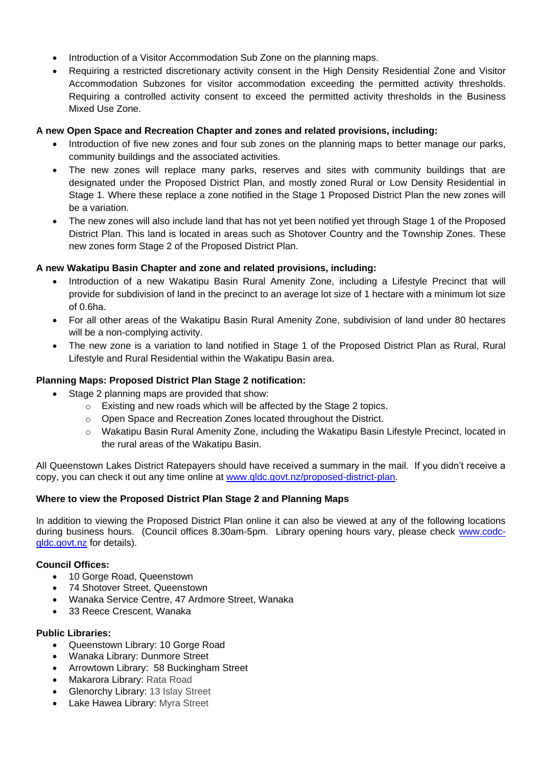- Introduction of a Visitor Accommodation Sub Zone on the planning maps.
- Requiring a restricted discretionary activity consent in the High Density Residential Zone and Visitor Accommodation Subzones for visitor accommodation exceeding the permitted activity thresholds. Requiring a controlled activity consent to exceed the permitted activity thresholds in the Business Mixed Use Zone.

**A new Open Space and Recreation Chapter and zones and related provisions, including:**

- Introduction of five new zones and four sub zones on the planning maps to better manage our parks, community buildings and the associated activities.
- The new zones will replace many parks, reserves and sites with community buildings that are designated under the Proposed District Plan, and mostly zoned Rural or Low Density Residential in Stage 1. Where these replace a zone notified in the Stage 1 Proposed District Plan the new zones will be a variation.
- The new zones will also include land that has not yet been notified yet through Stage 1 of the Proposed District Plan. This land is located in areas such as Shotover Country and the Township Zones. These new zones form Stage 2 of the Proposed District Plan.

**A new Wakatipu Basin Chapter and zone and related provisions, including:**

- Introduction of a new Wakatipu Basin Rural Amenity Zone, including a Lifestyle Precinct that will provide for subdivision of land in the precinct to an average lot size of 1 hectare with a minimum lot size of 0.6ha.
- For all other areas of the Wakatipu Basin Rural Amenity Zone, subdivision of land under 80 hectares will be a non-complying activity.
- The new zone is a variation to land notified in Stage 1 of the Proposed District Plan as Rural, Rural Lifestyle and Rural Residential within the Wakatipu Basin area.

**Planning Maps: Proposed District Plan Stage 2 notification:**

- Stage 2 planning maps are provided that show:
  - Existing and new roads which will be affected by the Stage 2 topics.
  - Open Space and Recreation Zones located throughout the District.
  - Wakatipu Basin Rural Amenity Zone, including the Wakatipu Basin Lifestyle Precinct, located in the rural areas of the Wakatipu Basin.

All Queenstown Lakes District Ratepayers should have received a summary in the mail. If you didn't receive a copy, you can check it out any time online at www.qldc.govt.nz/proposed-district-plan.

**Where to view the Proposed District Plan Stage 2 and Planning Maps**

In addition to viewing the Proposed District Plan online it can also be viewed at any of the following locations during business hours. (Council offices 8.30am-5pm. Library opening hours vary, please check www.codc-qldc.govt.nz for details).

**Council Offices:**

- 10 Gorge Road, Queenstown
- 74 Shotover Street, Queenstown
- Wanaka Service Centre, 47 Ardmore Street, Wanaka
- 33 Reece Crescent, Wanaka

**Public Libraries:**

- Queenstown Library: 10 Gorge Road
- Wanaka Library: Dunmore Street
- Arrowtown Library: 58 Buckingham Street
- Makarora Library: Rata Road
- Glenorchy Library: 13 Islay Street
- Lake Hawea Library: Myra Street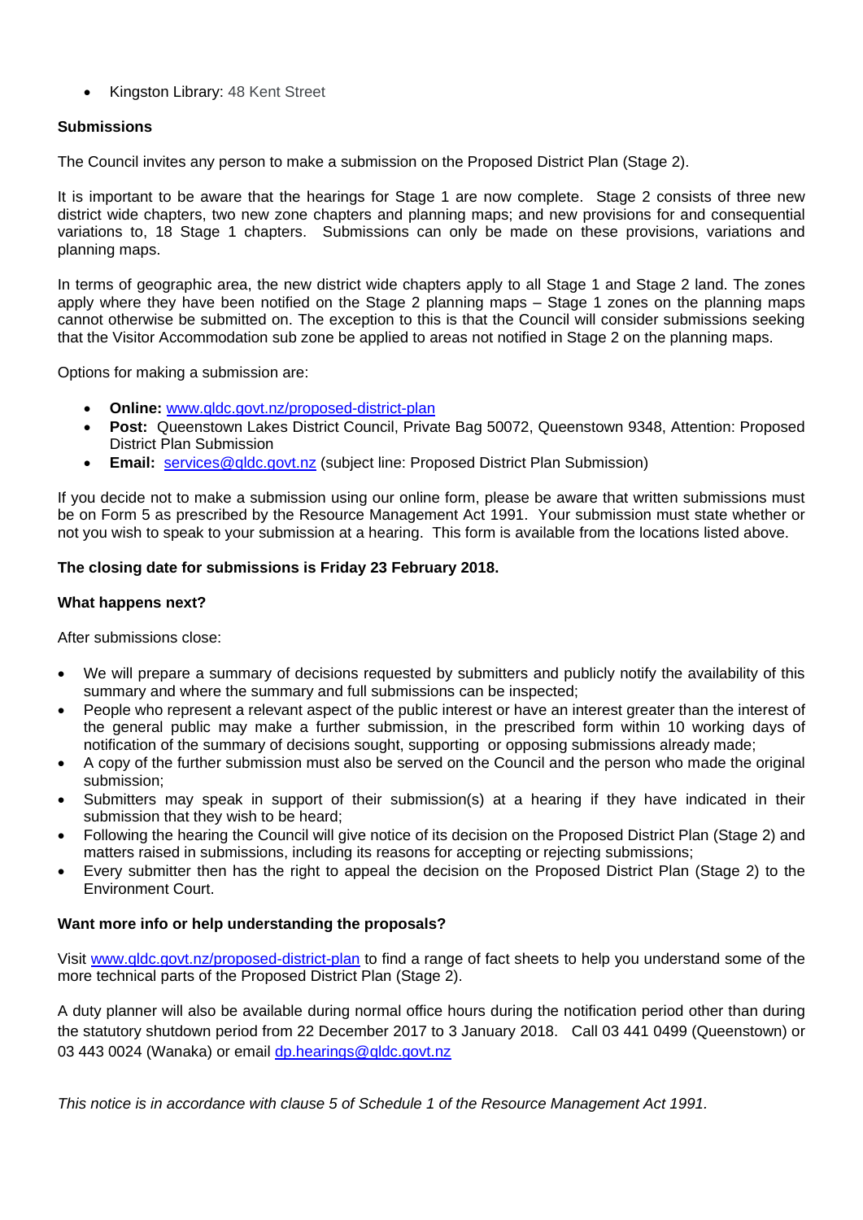- Kingston Library: 48 Kent Street

**Submissions**

The Council invites any person to make a submission on the Proposed District Plan (Stage 2).

It is important to be aware that the hearings for Stage 1 are now complete. Stage 2 consists of three new district wide chapters, two new zone chapters and planning maps; and new provisions for and consequential variations to, 18 Stage 1 chapters. Submissions can only be made on these provisions, variations and planning maps.

In terms of geographic area, the new district wide chapters apply to all Stage 1 and Stage 2 land. The zones apply where they have been notified on the Stage 2 planning maps – Stage 1 zones on the planning maps cannot otherwise be submitted on. The exception to this is that the Council will consider submissions seeking that the Visitor Accommodation sub zone be applied to areas not notified in Stage 2 on the planning maps.

Options for making a submission are:

- **Online:** www.qldc.govt.nz/proposed-district-plan
- **Post:** Queenstown Lakes District Council, Private Bag 50072, Queenstown 9348, Attention: Proposed District Plan Submission
- **Email:** services@qldc.govt.nz (subject line: Proposed District Plan Submission)

If you decide not to make a submission using our online form, please be aware that written submissions must be on Form 5 as prescribed by the Resource Management Act 1991. Your submission must state whether or not you wish to speak to your submission at a hearing. This form is available from the locations listed above.

**The closing date for submissions is Friday 23 February 2018.**

**What happens next?**

After submissions close:

- We will prepare a summary of decisions requested by submitters and publicly notify the availability of this summary and where the summary and full submissions can be inspected;
- People who represent a relevant aspect of the public interest or have an interest greater than the interest of the general public may make a further submission, in the prescribed form within 10 working days of notification of the summary of decisions sought, supporting or opposing submissions already made;
- A copy of the further submission must also be served on the Council and the person who made the original submission;
- Submitters may speak in support of their submission(s) at a hearing if they have indicated in their submission that they wish to be heard;
- Following the hearing the Council will give notice of its decision on the Proposed District Plan (Stage 2) and matters raised in submissions, including its reasons for accepting or rejecting submissions;
- Every submitter then has the right to appeal the decision on the Proposed District Plan (Stage 2) to the Environment Court.

**Want more info or help understanding the proposals?**

Visit www.qldc.govt.nz/proposed-district-plan to find a range of fact sheets to help you understand some of the more technical parts of the Proposed District Plan (Stage 2).

A duty planner will also be available during normal office hours during the notification period other than during the statutory shutdown period from 22 December 2017 to 3 January 2018. Call 03 441 0499 (Queenstown) or 03 443 0024 (Wanaka) or email dp.hearings@qldc.govt.nz

*This notice is in accordance with clause 5 of Schedule 1 of the Resource Management Act 1991.*